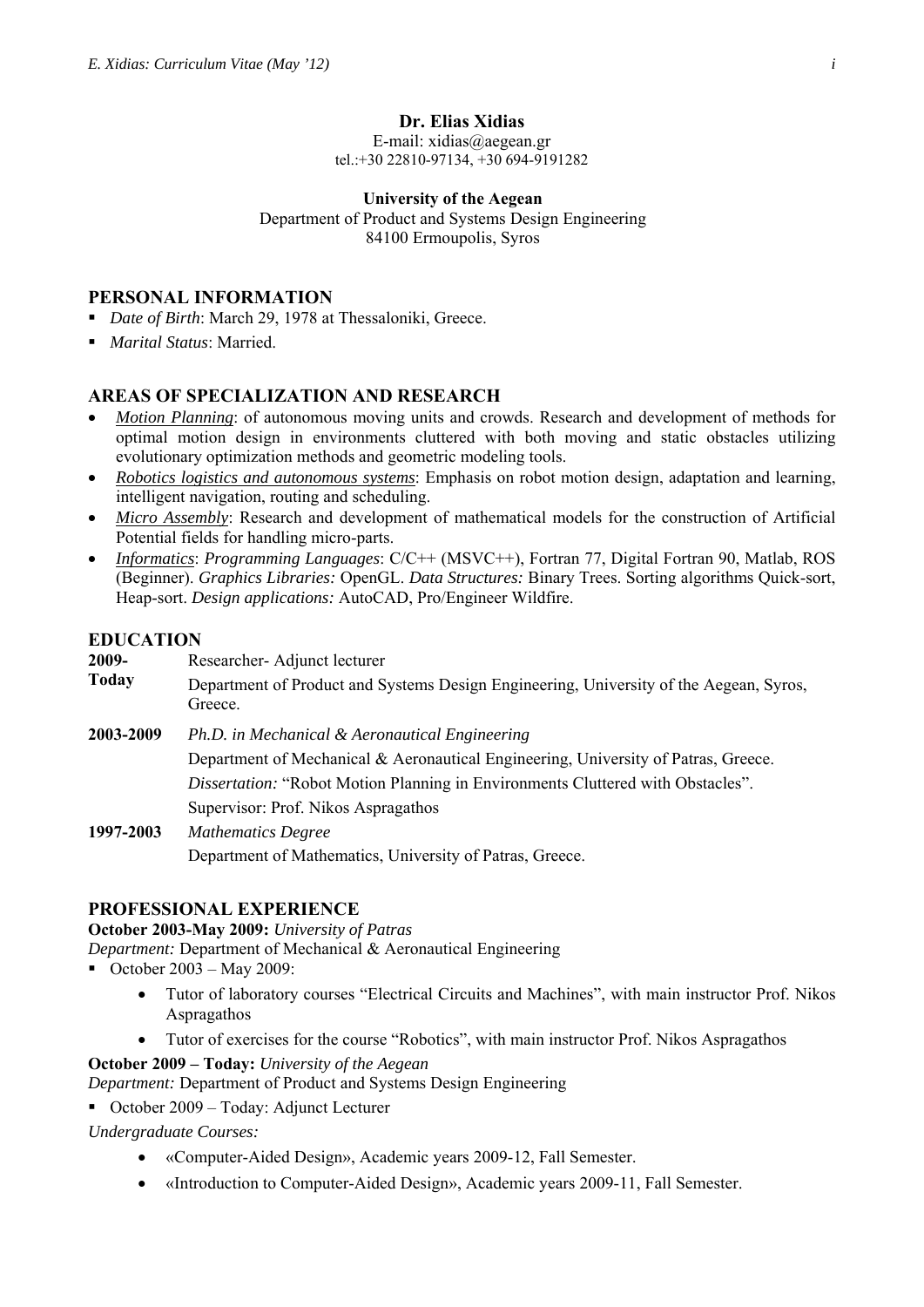**Dr. Elias Xidias**

E-mail: xidias@aegean.gr

tel.:+30 22810-97134, +30 694-9191282

**University of the Aegean**

Department of Product and Systems Design Engineering

84100 Ermoupolis, Syros

## PERSONAL INFORMATION

- *Date of Birth*: March 29, 1978 at Thessaloniki, Greece.
- *Marital Status*: Married.

## AREAS OF SPECIALIZATION AND RESEARCH

- *Motion Planning*: of autonomous moving units and crowds. Research and development of methods for optimal motion design in environments cluttered with both moving and static obstacles utilizing evolutionary optimization methods and geometric modeling tools.
- *Robotics logistics and autonomous systems*: Emphasis on robot motion design, adaptation and learning, intelligent navigation, routing and scheduling.
- *Micro Assembly*: Research and development of mathematical models for the construction of Artificial Potential fields for handling micro-parts.
- *Informatics*: *Programming Languages*: C/C++ (MSVC++), Fortran 77, Digital Fortran 90, Matlab, ROS (Beginner). *Graphics Libraries:* OpenGL. *Data Structures:* Binary Trees. Sorting algorithms Quick-sort, Heap-sort. *Design applications:* AutoCAD, Pro/Engineer Wildfire.

## EDUCATION

**2009-Today** Researcher- Adjunct lecturer

Department of Product and Systems Design Engineering, University of the Aegean, Syros, Greece.

**2003-2009** *Ph.D. in Mechanical & Aeronautical Engineering*

Department of Mechanical & Aeronautical Engineering, University of Patras, Greece.

*Dissertation:* "Robot Motion Planning in Environments Cluttered with Obstacles".

Supervisor: Prof. Nikos Aspragathos

**1997-2003** *Mathematics Degree*

Department of Mathematics, University of Patras, Greece.

## PROFESSIONAL EXPERIENCE

**October 2003-May 2009:** *University of Patras*

*Department:* Department of Mechanical & Aeronautical Engineering

- October 2003 – May 2009:
  - Tutor of laboratory courses "Electrical Circuits and Machines", with main instructor Prof. Nikos Aspragathos
  - Tutor of exercises for the course "Robotics", with main instructor Prof. Nikos Aspragathos

**October 2009 – Today:** *University of the Aegean*

*Department:* Department of Product and Systems Design Engineering

- October 2009 – Today: Adjunct Lecturer

*Undergraduate Courses:*

- «Computer-Aided Design», Academic years 2009-12, Fall Semester.
- «Introduction to Computer-Aided Design», Academic years 2009-11, Fall Semester.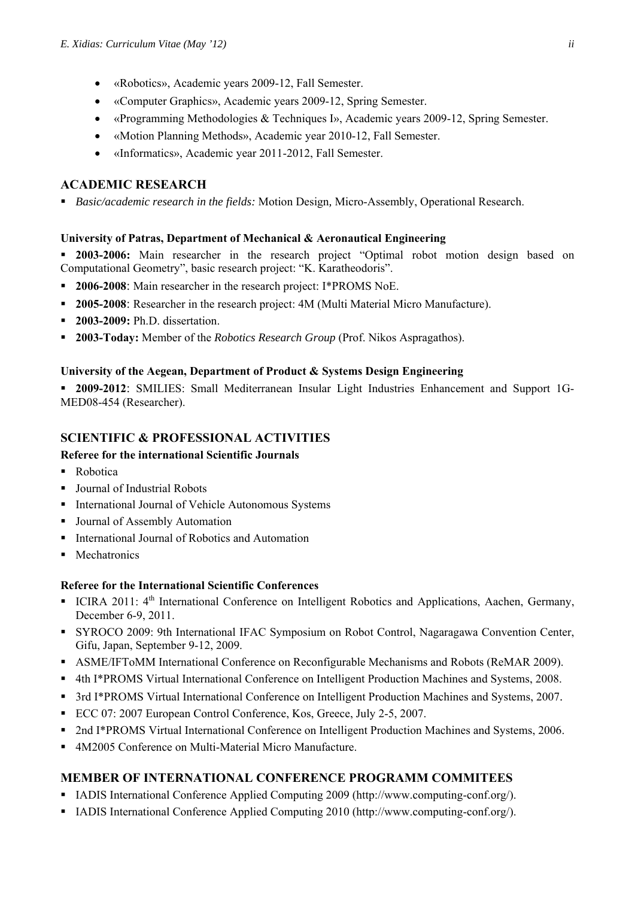- «Robotics», Academic years 2009-12, Fall Semester.
- «Computer Graphics», Academic years 2009-12, Spring Semester.
- «Programming Methodologies & Techniques I», Academic years 2009-12, Spring Semester.
- «Motion Planning Methods», Academic year 2010-12, Fall Semester.
- «Informatics», Academic year 2011-2012, Fall Semester.

## ACADEMIC RESEARCH

- *Basic/academic research in the fields:* Motion Design, Micro-Assembly, Operational Research.

#### University of Patras, Department of Mechanical & Aeronautical Engineering

- **2003-2006:** Main researcher in the research project "Optimal robot motion design based on Computational Geometry", basic research project: "K. Karatheodoris".
- **2006-2008**: Main researcher in the research project: I*PROMS NoE.
- **2005-2008**: Researcher in the research project: 4M (Multi Material Micro Manufacture).
- **2003-2009:** Ph.D. dissertation.
- **2003-Today:** Member of the *Robotics Research Group* (Prof. Nikos Aspragathos).

#### University of the Aegean, Department of Product & Systems Design Engineering

- **2009-2012**: SMILIES: Small Mediterranean Insular Light Industries Enhancement and Support 1G-MED08-454 (Researcher).

## SCIENTIFIC & PROFESSIONAL ACTIVITIES

#### Referee for the international Scientific Journals

- Robotica
- Journal of Industrial Robots
- International Journal of Vehicle Autonomous Systems
- Journal of Assembly Automation
- International Journal of Robotics and Automation
- Mechatronics

#### Referee for the International Scientific Conferences

- ICIRA 2011: 4th International Conference on Intelligent Robotics and Applications, Aachen, Germany, December 6-9, 2011.
- SYROCO 2009: 9th International IFAC Symposium on Robot Control, Nagaragawa Convention Center, Gifu, Japan, September 9-12, 2009.
- ASME/IFToMM International Conference on Reconfigurable Mechanisms and Robots (ReMAR 2009).
- 4th I*PROMS Virtual International Conference on Intelligent Production Machines and Systems, 2008.
- 3rd I*PROMS Virtual International Conference on Intelligent Production Machines and Systems, 2007.
- ECC 07: 2007 European Control Conference, Kos, Greece, July 2-5, 2007.
- 2nd I*PROMS Virtual International Conference on Intelligent Production Machines and Systems, 2006.
- 4M2005 Conference on Multi-Material Micro Manufacture.

## MEMBER OF INTERNATIONAL CONFERENCE PROGRAMM COMMITEES

- IADIS International Conference Applied Computing 2009 (http://www.computing-conf.org/).
- IADIS International Conference Applied Computing 2010 (http://www.computing-conf.org/).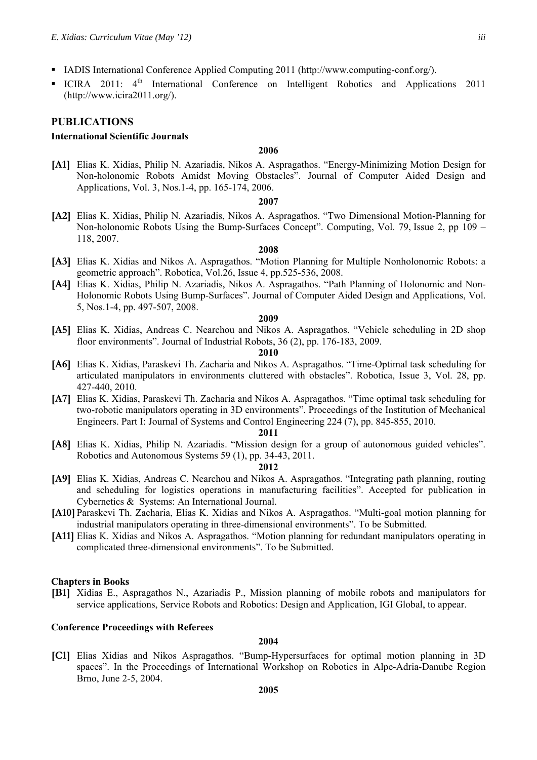- IADIS International Conference Applied Computing 2011 (http://www.computing-conf.org/).
- ICIRA 2011: 4th International Conference on Intelligent Robotics and Applications 2011 (http://www.icira2011.org/).

## PUBLICATIONS

### International Scientific Journals

**2006**

**[A1]** Elias K. Xidias, Philip N. Azariadis, Nikos A. Aspragathos. "Energy-Minimizing Motion Design for Non-holonomic Robots Amidst Moving Obstacles". Journal of Computer Aided Design and Applications, Vol. 3, Nos.1-4, pp. 165-174, 2006.

**2007**

**[A2]** Elias K. Xidias, Philip N. Azariadis, Nikos A. Aspragathos. "Two Dimensional Motion-Planning for Non-holonomic Robots Using the Bump-Surfaces Concept". Computing, Vol. 79, Issue 2, pp 109 – 118, 2007.

**2008**

**[A3]** Elias K. Xidias and Nikos A. Aspragathos. "Motion Planning for Multiple Nonholonomic Robots: a geometric approach". Robotica, Vol.26, Issue 4, pp.525-536, 2008.

**[A4]** Elias K. Xidias, Philip N. Azariadis, Nikos A. Aspragathos. "Path Planning of Holonomic and Non-Holonomic Robots Using Bump-Surfaces". Journal of Computer Aided Design and Applications, Vol. 5, Nos.1-4, pp. 497-507, 2008.

**2009**

**[A5]** Elias K. Xidias, Andreas C. Nearchou and Nikos A. Aspragathos. "Vehicle scheduling in 2D shop floor environments". Journal of Industrial Robots, 36 (2), pp. 176-183, 2009.

**2010**

**[A6]** Elias K. Xidias, Paraskevi Th. Zacharia and Nikos A. Aspragathos. "Time-Optimal task scheduling for articulated manipulators in environments cluttered with obstacles". Robotica, Issue 3, Vol. 28, pp. 427-440, 2010.

**[A7]** Elias K. Xidias, Paraskevi Th. Zacharia and Nikos A. Aspragathos. "Time optimal task scheduling for two-robotic manipulators operating in 3D environments". Proceedings of the Institution of Mechanical Engineers. Part I: Journal of Systems and Control Engineering 224 (7), pp. 845-855, 2010.

**2011**

**[A8]** Elias K. Xidias, Philip N. Azariadis. "Mission design for a group of autonomous guided vehicles". Robotics and Autonomous Systems 59 (1), pp. 34-43, 2011.

**2012**

**[A9]** Elias K. Xidias, Andreas C. Nearchou and Nikos A. Aspragathos. "Integrating path planning, routing and scheduling for logistics operations in manufacturing facilities". Accepted for publication in Cybernetics & Systems: An International Journal.

**[A10]** Paraskevi Th. Zacharia, Elias K. Xidias and Nikos A. Aspragathos. "Multi-goal motion planning for industrial manipulators operating in three-dimensional environments". To be Submitted.

**[A11]** Elias K. Xidias and Nikos A. Aspragathos. "Motion planning for redundant manipulators operating in complicated three-dimensional environments". To be Submitted.

### Chapters in Books

**[B1]** Xidias E., Aspragathos N., Azariadis P., Mission planning of mobile robots and manipulators for service applications, Service Robots and Robotics: Design and Application, IGI Global, to appear.

### Conference Proceedings with Referees

**2004**

**[C1]** Elias Xidias and Nikos Aspragathos. "Bump-Hypersurfaces for optimal motion planning in 3D spaces". In the Proceedings of International Workshop on Robotics in Alpe-Adria-Danube Region Brno, June 2-5, 2004.

**2005**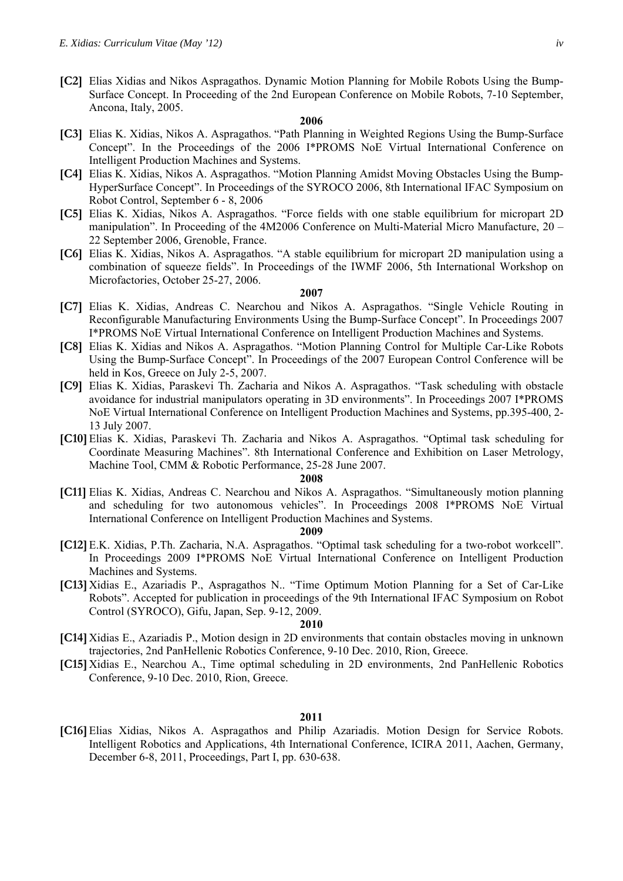**[C2]** Elias Xidias and Nikos Aspragathos. Dynamic Motion Planning for Mobile Robots Using the Bump-Surface Concept. In Proceeding of the 2nd European Conference on Mobile Robots, 7-10 September, Ancona, Italy, 2005.

**2006**

**[C3]** Elias K. Xidias, Nikos A. Aspragathos. "Path Planning in Weighted Regions Using the Bump-Surface Concept". In the Proceedings of the 2006 I*PROMS NoE Virtual International Conference on Intelligent Production Machines and Systems.

**[C4]** Elias K. Xidias, Nikos A. Aspragathos. "Motion Planning Amidst Moving Obstacles Using the Bump-HyperSurface Concept". In Proceedings of the SYROCO 2006, 8th International IFAC Symposium on Robot Control, September 6 - 8, 2006

**[C5]** Elias K. Xidias, Nikos A. Aspragathos. "Force fields with one stable equilibrium for micropart 2D manipulation". In Proceeding of the 4M2006 Conference on Multi-Material Micro Manufacture, 20 – 22 September 2006, Grenoble, France.

**[C6]** Elias K. Xidias, Nikos A. Aspragathos. "A stable equilibrium for micropart 2D manipulation using a combination of squeeze fields". In Proceedings of the IWMF 2006, 5th International Workshop on Microfactories, October 25-27, 2006.

**2007**

**[C7]** Elias K. Xidias, Andreas C. Nearchou and Nikos A. Aspragathos. "Single Vehicle Routing in Reconfigurable Manufacturing Environments Using the Bump-Surface Concept". In Proceedings 2007 I*PROMS NoE Virtual International Conference on Intelligent Production Machines and Systems.

**[C8]** Elias K. Xidias and Nikos A. Aspragathos. "Motion Planning Control for Multiple Car-Like Robots Using the Bump-Surface Concept". In Proceedings of the 2007 European Control Conference will be held in Kos, Greece on July 2-5, 2007.

**[C9]** Elias K. Xidias, Paraskevi Th. Zacharia and Nikos A. Aspragathos. "Task scheduling with obstacle avoidance for industrial manipulators operating in 3D environments". In Proceedings 2007 I*PROMS NoE Virtual International Conference on Intelligent Production Machines and Systems, pp.395-400, 2-13 July 2007.

**[C10]** Elias K. Xidias, Paraskevi Th. Zacharia and Nikos A. Aspragathos. "Optimal task scheduling for Coordinate Measuring Machines". 8th International Conference and Exhibition on Laser Metrology, Machine Tool, CMM & Robotic Performance, 25-28 June 2007.

**2008**

**[C11]** Elias K. Xidias, Andreas C. Nearchou and Nikos A. Aspragathos. "Simultaneously motion planning and scheduling for two autonomous vehicles". In Proceedings 2008 I*PROMS NoE Virtual International Conference on Intelligent Production Machines and Systems.

**2009**

**[C12]** E.K. Xidias, P.Th. Zacharia, N.A. Aspragathos. "Optimal task scheduling for a two-robot workcell". In Proceedings 2009 I*PROMS NoE Virtual International Conference on Intelligent Production Machines and Systems.

**[C13]** Xidias E., Azariadis P., Aspragathos N.. "Time Optimum Motion Planning for a Set of Car-Like Robots". Accepted for publication in proceedings of the 9th International IFAC Symposium on Robot Control (SYROCO), Gifu, Japan, Sep. 9-12, 2009.

**2010**

**[C14]** Xidias E., Azariadis P., Motion design in 2D environments that contain obstacles moving in unknown trajectories, 2nd PanHellenic Robotics Conference, 9-10 Dec. 2010, Rion, Greece.

**[C15]** Xidias E., Nearchou A., Time optimal scheduling in 2D environments, 2nd PanHellenic Robotics Conference, 9-10 Dec. 2010, Rion, Greece.

**2011**

**[C16]** Elias Xidias, Nikos A. Aspragathos and Philip Azariadis. Motion Design for Service Robots. Intelligent Robotics and Applications, 4th International Conference, ICIRA 2011, Aachen, Germany, December 6-8, 2011, Proceedings, Part I, pp. 630-638.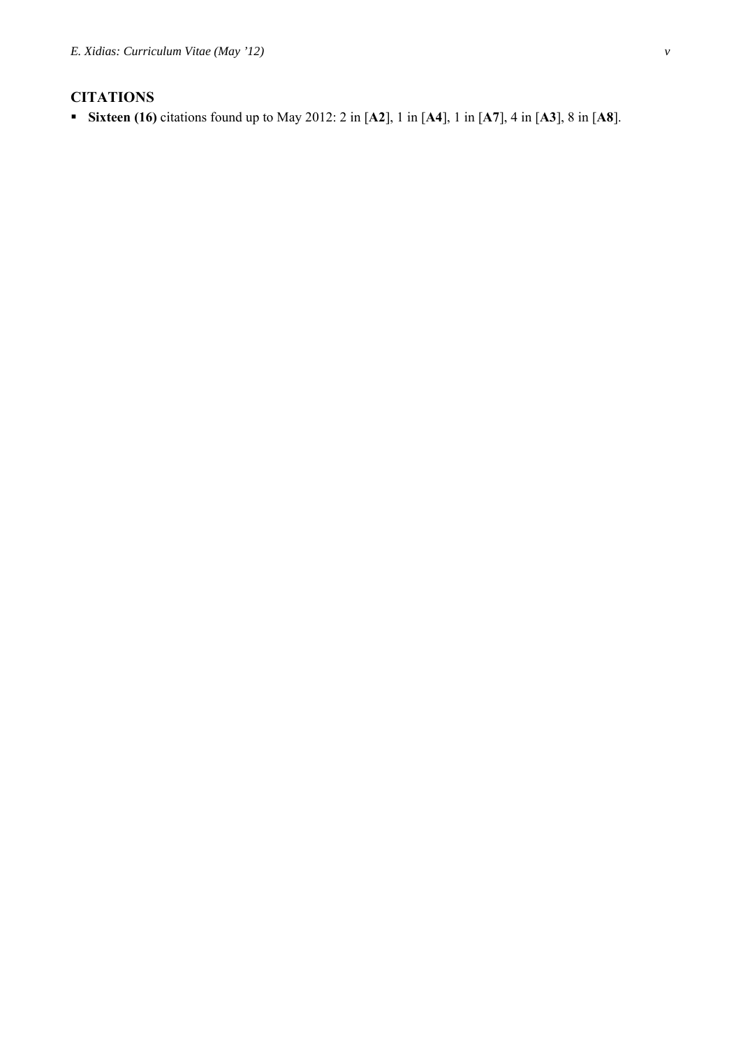## CITATIONS

- **Sixteen (16)** citations found up to May 2012: 2 in [**A2**], 1 in [**A4**], 1 in [**A7**], 4 in [**A3**], 8 in [**A8**].